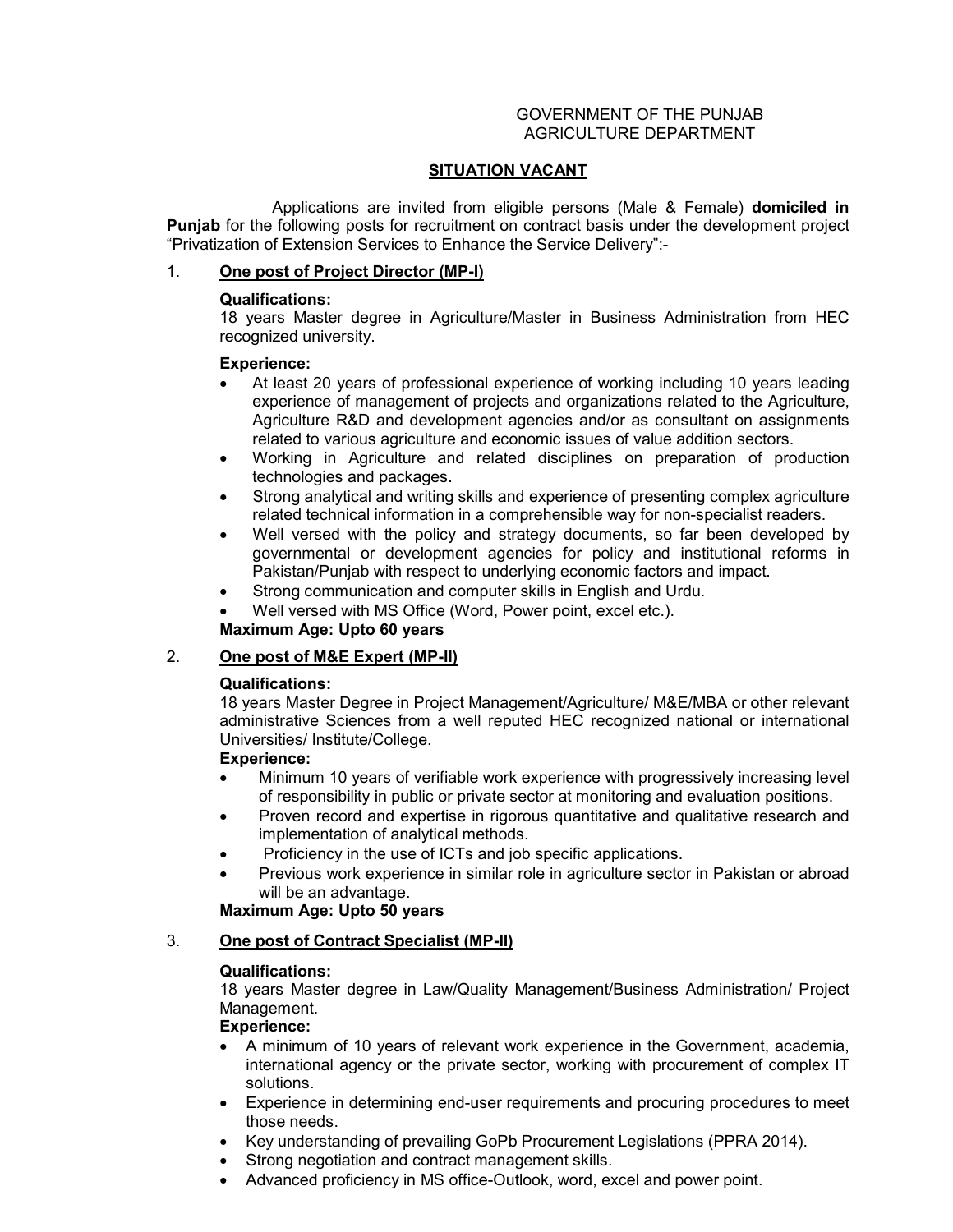GOVERNMENT OF THE PUNJAB
AGRICULTURE DEPARTMENT

## SITUATION VACANT

Applications are invited from eligible persons (Male & Female) **domiciled in Punjab** for the following posts for recruitment on contract basis under the development project "Privatization of Extension Services to Enhance the Service Delivery":-

### 1. One post of Project Director (MP-I)

**Qualifications:**
18 years Master degree in Agriculture/Master in Business Administration from HEC recognized university.

**Experience:**

- At least 20 years of professional experience of working including 10 years leading experience of management of projects and organizations related to the Agriculture, Agriculture R&D and development agencies and/or as consultant on assignments related to various agriculture and economic issues of value addition sectors.
- Working in Agriculture and related disciplines on preparation of production technologies and packages.
- Strong analytical and writing skills and experience of presenting complex agriculture related technical information in a comprehensible way for non-specialist readers.
- Well versed with the policy and strategy documents, so far been developed by governmental or development agencies for policy and institutional reforms in Pakistan/Punjab with respect to underlying economic factors and impact.
- Strong communication and computer skills in English and Urdu.
- Well versed with MS Office (Word, Power point, excel etc.).

**Maximum Age: Upto 60 years**

### 2. One post of M&E Expert (MP-II)

**Qualifications:**
18 years Master Degree in Project Management/Agriculture/ M&E/MBA or other relevant administrative Sciences from a well reputed HEC recognized national or international Universities/ Institute/College.

**Experience:**

- Minimum 10 years of verifiable work experience with progressively increasing level of responsibility in public or private sector at monitoring and evaluation positions.
- Proven record and expertise in rigorous quantitative and qualitative research and implementation of analytical methods.
- Proficiency in the use of ICTs and job specific applications.
- Previous work experience in similar role in agriculture sector in Pakistan or abroad will be an advantage.

**Maximum Age: Upto 50 years**

### 3. One post of Contract Specialist (MP-II)

**Qualifications:**
18 years Master degree in Law/Quality Management/Business Administration/ Project Management.

**Experience:**

- A minimum of 10 years of relevant work experience in the Government, academia, international agency or the private sector, working with procurement of complex IT solutions.
- Experience in determining end-user requirements and procuring procedures to meet those needs.
- Key understanding of prevailing GoPb Procurement Legislations (PPRA 2014).
- Strong negotiation and contract management skills.
- Advanced proficiency in MS office-Outlook, word, excel and power point.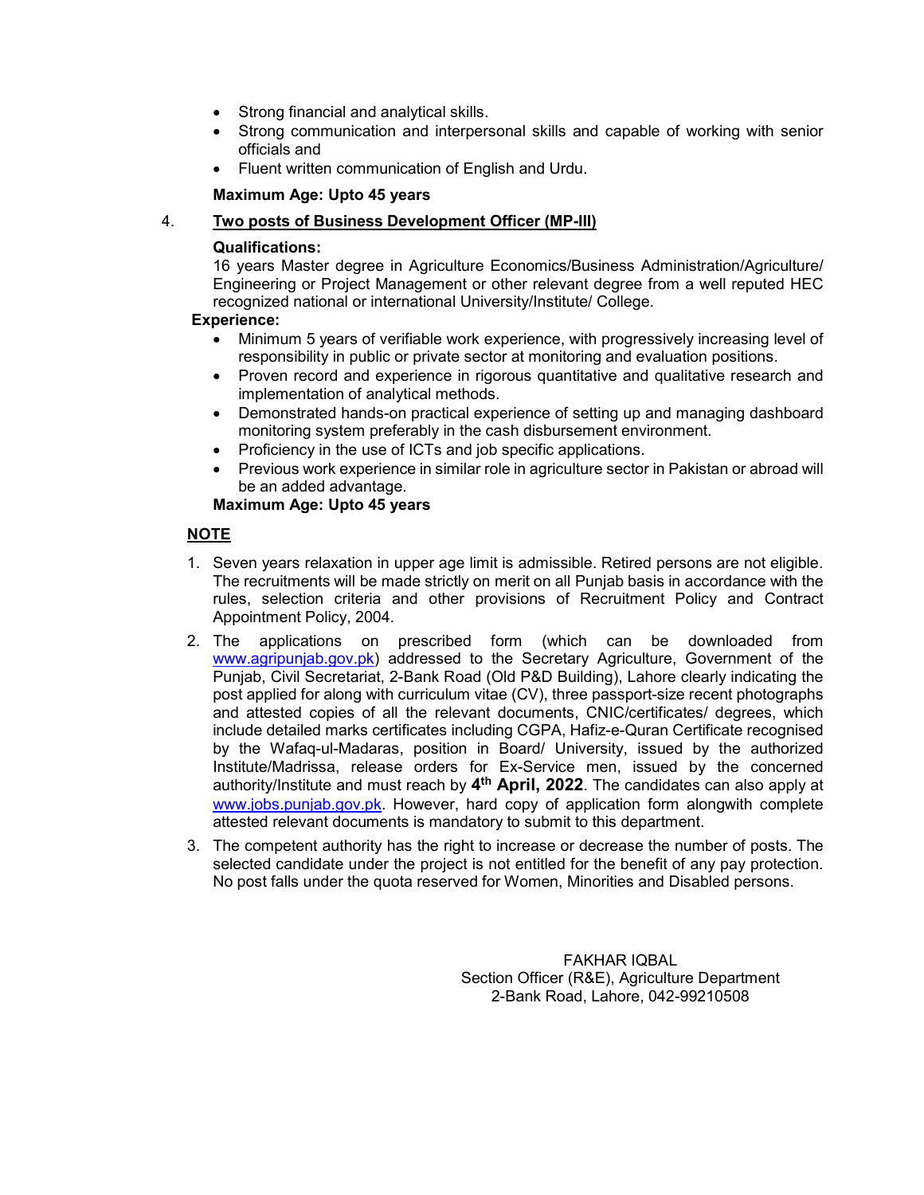- Strong financial and analytical skills.
- Strong communication and interpersonal skills and capable of working with senior officials and
- Fluent written communication of English and Urdu.

**Maximum Age: Upto 45 years**

4. **Two posts of Business Development Officer (MP-III)**

**Qualifications:**

16 years Master degree in Agriculture Economics/Business Administration/Agriculture/ Engineering or Project Management or other relevant degree from a well reputed HEC recognized national or international University/Institute/ College.

**Experience:**

- Minimum 5 years of verifiable work experience, with progressively increasing level of responsibility in public or private sector at monitoring and evaluation positions.
- Proven record and experience in rigorous quantitative and qualitative research and implementation of analytical methods.
- Demonstrated hands-on practical experience of setting up and managing dashboard monitoring system preferably in the cash disbursement environment.
- Proficiency in the use of ICTs and job specific applications.
- Previous work experience in similar role in agriculture sector in Pakistan or abroad will be an added advantage.

**Maximum Age: Upto 45 years**

**NOTE**

1. Seven years relaxation in upper age limit is admissible. Retired persons are not eligible. The recruitments will be made strictly on merit on all Punjab basis in accordance with the rules, selection criteria and other provisions of Recruitment Policy and Contract Appointment Policy, 2004.
2. The applications on prescribed form (which can be downloaded from www.agripunjab.gov.pk) addressed to the Secretary Agriculture, Government of the Punjab, Civil Secretariat, 2-Bank Road (Old P&D Building), Lahore clearly indicating the post applied for along with curriculum vitae (CV), three passport-size recent photographs and attested copies of all the relevant documents, CNIC/certificates/ degrees, which include detailed marks certificates including CGPA, Hafiz-e-Quran Certificate recognised by the Wafaq-ul-Madaras, position in Board/ University, issued by the authorized Institute/Madrissa, release orders for Ex-Service men, issued by the concerned authority/Institute and must reach by **4th April, 2022**. The candidates can also apply at www.jobs.punjab.gov.pk. However, hard copy of application form alongwith complete attested relevant documents is mandatory to submit to this department.
3. The competent authority has the right to increase or decrease the number of posts. The selected candidate under the project is not entitled for the benefit of any pay protection. No post falls under the quota reserved for Women, Minorities and Disabled persons.

FAKHAR IQBAL
Section Officer (R&E), Agriculture Department
2-Bank Road, Lahore, 042-99210508